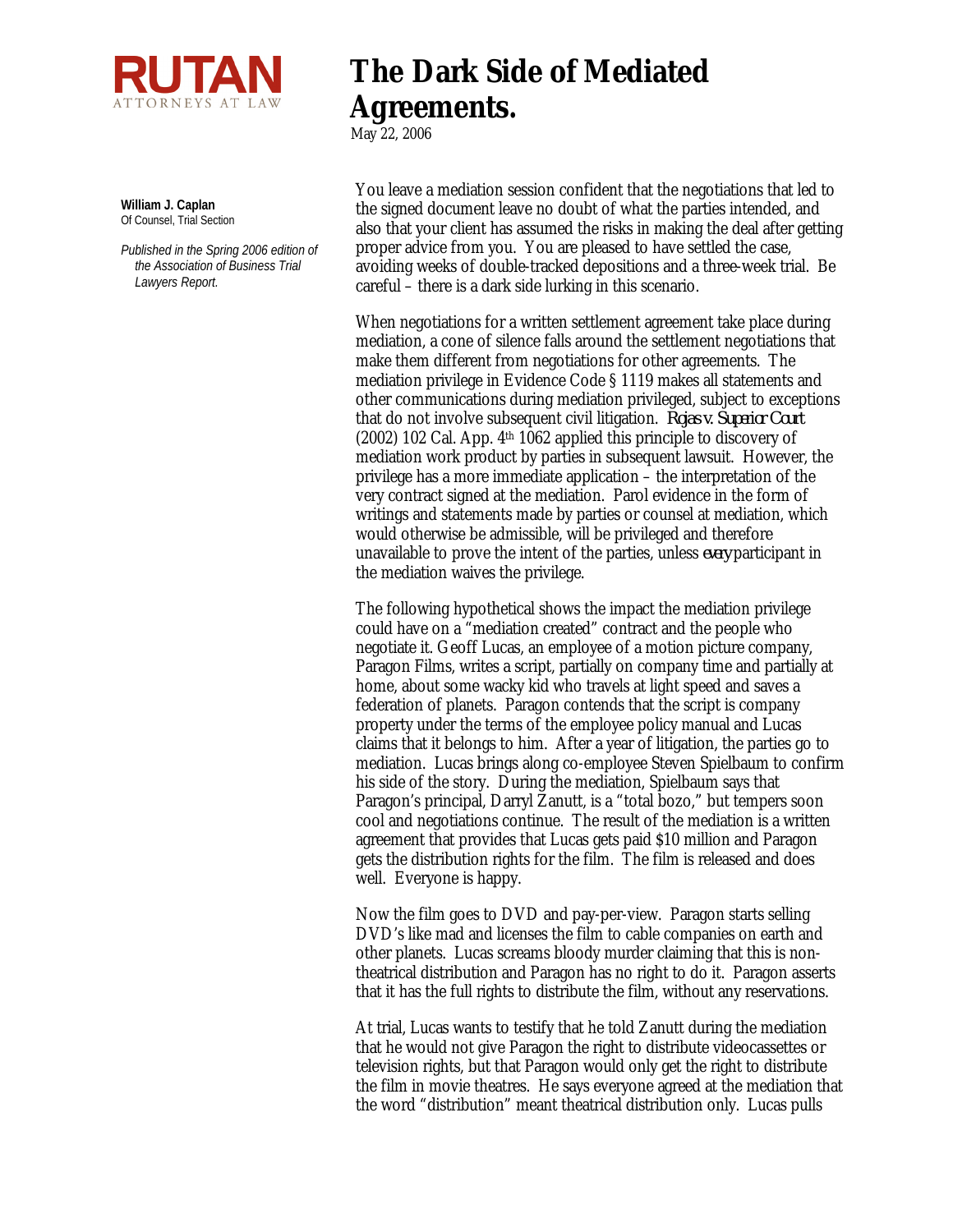RUTAN
ATTORNEYS AT LAW

# The Dark Side of Mediated Agreements.

May 22, 2006

**William J. Caplan**
Of Counsel, Trial Section

*Published in the Spring 2006 edition of the Association of Business Trial Lawyers Report.*

You leave a mediation session confident that the negotiations that led to the signed document leave no doubt of what the parties intended, and also that your client has assumed the risks in making the deal after getting proper advice from you. You are pleased to have settled the case, avoiding weeks of double-tracked depositions and a three-week trial. Be careful – there is a dark side lurking in this scenario.

When negotiations for a written settlement agreement take place during mediation, a cone of silence falls around the settlement negotiations that make them different from negotiations for other agreements. The mediation privilege in Evidence Code § 1119 makes all statements and other communications during mediation privileged, subject to exceptions that do not involve subsequent civil litigation. *Rojas v. Superior Court* (2002) 102 Cal. App. 4th 1062 applied this principle to discovery of mediation work product by parties in subsequent lawsuit. However, the privilege has a more immediate application – the interpretation of the very contract signed at the mediation. Parol evidence in the form of writings and statements made by parties or counsel at mediation, which would otherwise be admissible, will be privileged and therefore unavailable to prove the intent of the parties, unless *every* participant in the mediation waives the privilege.

The following hypothetical shows the impact the mediation privilege could have on a "mediation created" contract and the people who negotiate it. Geoff Lucas, an employee of a motion picture company, Paragon Films, writes a script, partially on company time and partially at home, about some wacky kid who travels at light speed and saves a federation of planets. Paragon contends that the script is company property under the terms of the employee policy manual and Lucas claims that it belongs to him. After a year of litigation, the parties go to mediation. Lucas brings along co-employee Steven Spielbaum to confirm his side of the story. During the mediation, Spielbaum says that Paragon's principal, Darryl Zanutt, is a "total bozo," but tempers soon cool and negotiations continue. The result of the mediation is a written agreement that provides that Lucas gets paid $10 million and Paragon gets the distribution rights for the film. The film is released and does well. Everyone is happy.

Now the film goes to DVD and pay-per-view. Paragon starts selling DVD's like mad and licenses the film to cable companies on earth and other planets. Lucas screams bloody murder claiming that this is non-theatrical distribution and Paragon has no right to do it. Paragon asserts that it has the full rights to distribute the film, without any reservations.

At trial, Lucas wants to testify that he told Zanutt during the mediation that he would not give Paragon the right to distribute videocassettes or television rights, but that Paragon would only get the right to distribute the film in movie theatres. He says everyone agreed at the mediation that the word "distribution" meant theatrical distribution only. Lucas pulls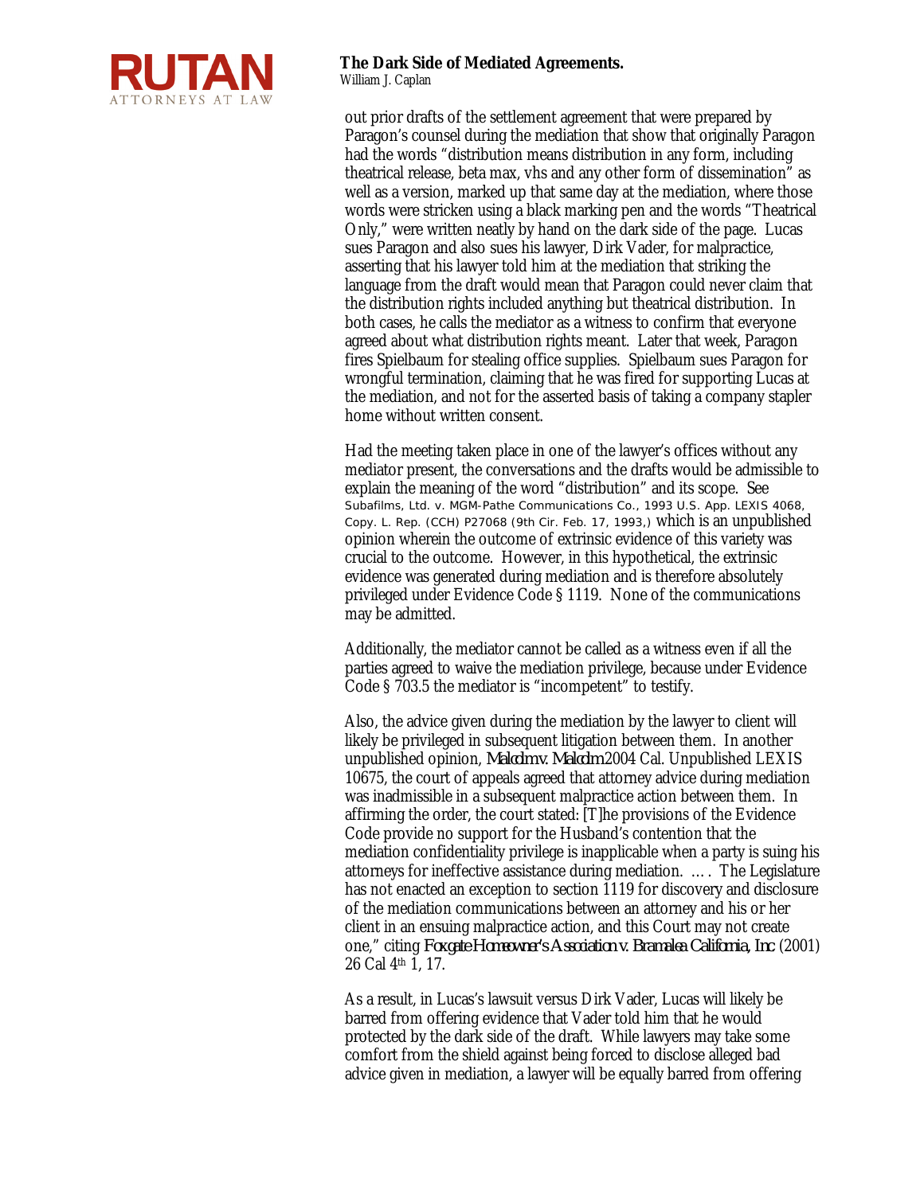out prior drafts of the settlement agreement that were prepared by Paragon's counsel during the mediation that show that originally Paragon had the words "distribution means distribution in any form, including theatrical release, beta max, vhs and any other form of dissemination" as well as a version, marked up that same day at the mediation, where those words were stricken using a black marking pen and the words "Theatrical Only," were written neatly by hand on the dark side of the page. Lucas sues Paragon and also sues his lawyer, Dirk Vader, for malpractice, asserting that his lawyer told him at the mediation that striking the language from the draft would mean that Paragon could never claim that the distribution rights included anything but theatrical distribution. In both cases, he calls the mediator as a witness to confirm that everyone agreed about what distribution rights meant. Later that week, Paragon fires Spielbaum for stealing office supplies. Spielbaum sues Paragon for wrongful termination, claiming that he was fired for supporting Lucas at the mediation, and not for the asserted basis of taking a company stapler home without written consent.

Had the meeting taken place in one of the lawyer's offices without any mediator present, the conversations and the drafts would be admissible to explain the meaning of the word "distribution" and its scope. See Subafilms, Ltd. v. MGM-Pathe Communications Co., 1993 U.S. App. LEXIS 4068, Copy. L. Rep. (CCH) P27068 (9th Cir. Feb. 17, 1993,) which is an unpublished opinion wherein the outcome of extrinsic evidence of this variety was crucial to the outcome. However, in this hypothetical, the extrinsic evidence was generated during mediation and is therefore absolutely privileged under Evidence Code § 1119. None of the communications may be admitted.

Additionally, the mediator cannot be called as a witness even if all the parties agreed to waive the mediation privilege, because under Evidence Code § 703.5 the mediator is "incompetent" to testify.

Also, the advice given during the mediation by the lawyer to client will likely be privileged in subsequent litigation between them. In another unpublished opinion, *Malcolm v. Malcolm* 2004 Cal. Unpublished LEXIS 10675, the court of appeals agreed that attorney advice during mediation was inadmissible in a subsequent malpractice action between them. In affirming the order, the court stated: [T]he provisions of the Evidence Code provide no support for the Husband's contention that the mediation confidentiality privilege is inapplicable when a party is suing his attorneys for ineffective assistance during mediation. …. The Legislature has not enacted an exception to section 1119 for discovery and disclosure of the mediation communications between an attorney and his or her client in an ensuing malpractice action, and this Court may not create one," citing *Foxgate Homeowner's Association v. Bramalea California, Inc.* (2001) 26 Cal 4th 1, 17.

As a result, in Lucas's lawsuit versus Dirk Vader, Lucas will likely be barred from offering evidence that Vader told him that he would protected by the dark side of the draft. While lawyers may take some comfort from the shield against being forced to disclose alleged bad advice given in mediation, a lawyer will be equally barred from offering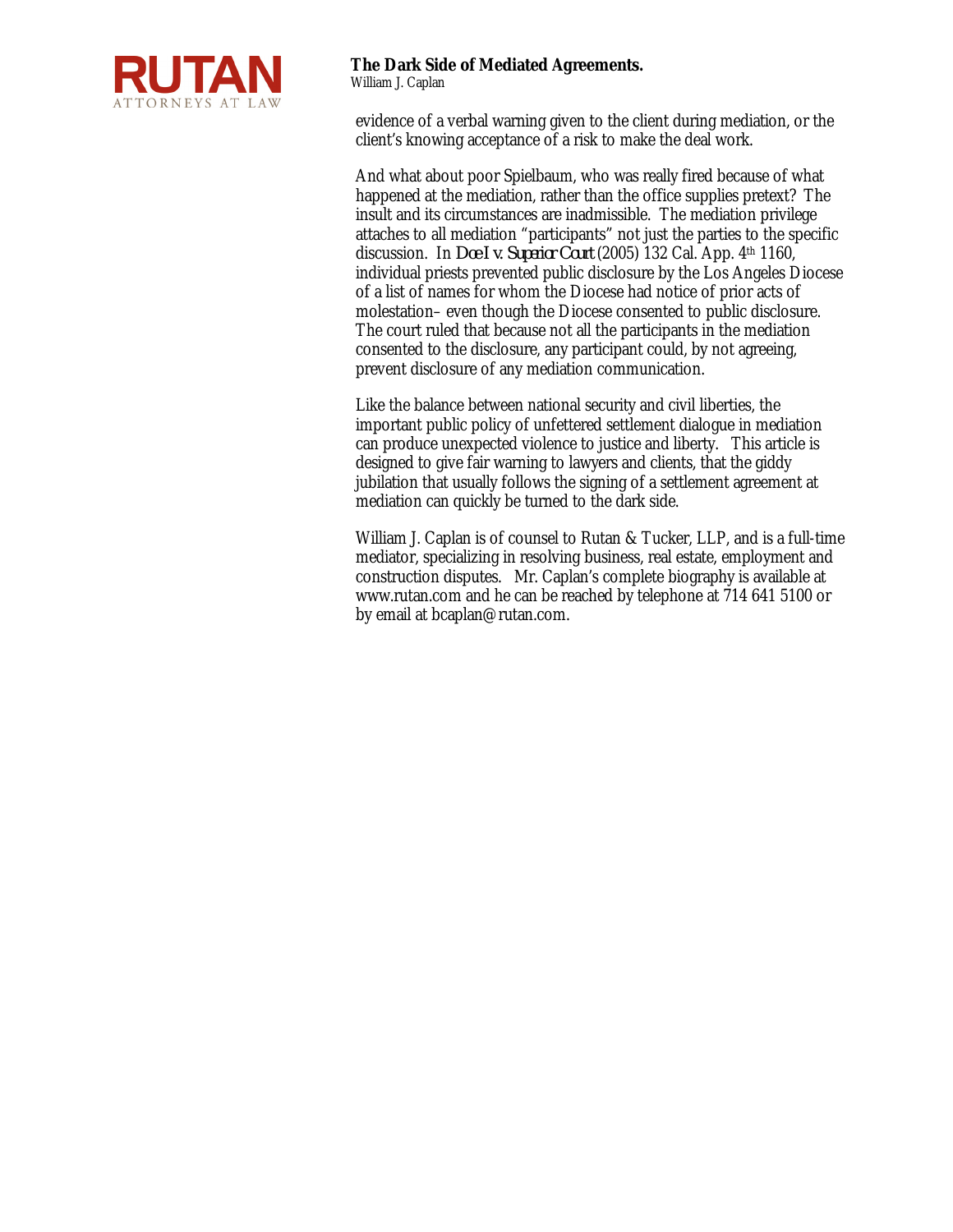evidence of a verbal warning given to the client during mediation, or the client's knowing acceptance of a risk to make the deal work.

And what about poor Spielbaum, who was really fired because of what happened at the mediation, rather than the office supplies pretext? The insult and its circumstances are inadmissible. The mediation privilege attaches to all mediation "participants" not just the parties to the specific discussion. In *Doe I v. Superior Court* (2005) 132 Cal. App. 4th 1160, individual priests prevented public disclosure by the Los Angeles Diocese of a list of names for whom the Diocese had notice of prior acts of molestation– even though the Diocese consented to public disclosure. The court ruled that because not all the participants in the mediation consented to the disclosure, any participant could, by not agreeing, prevent disclosure of any mediation communication.

Like the balance between national security and civil liberties, the important public policy of unfettered settlement dialogue in mediation can produce unexpected violence to justice and liberty. This article is designed to give fair warning to lawyers and clients, that the giddy jubilation that usually follows the signing of a settlement agreement at mediation can quickly be turned to the dark side.

William J. Caplan is of counsel to Rutan & Tucker, LLP, and is a full-time mediator, specializing in resolving business, real estate, employment and construction disputes. Mr. Caplan's complete biography is available at www.rutan.com and he can be reached by telephone at 714 641 5100 or by email at bcaplan@rutan.com.